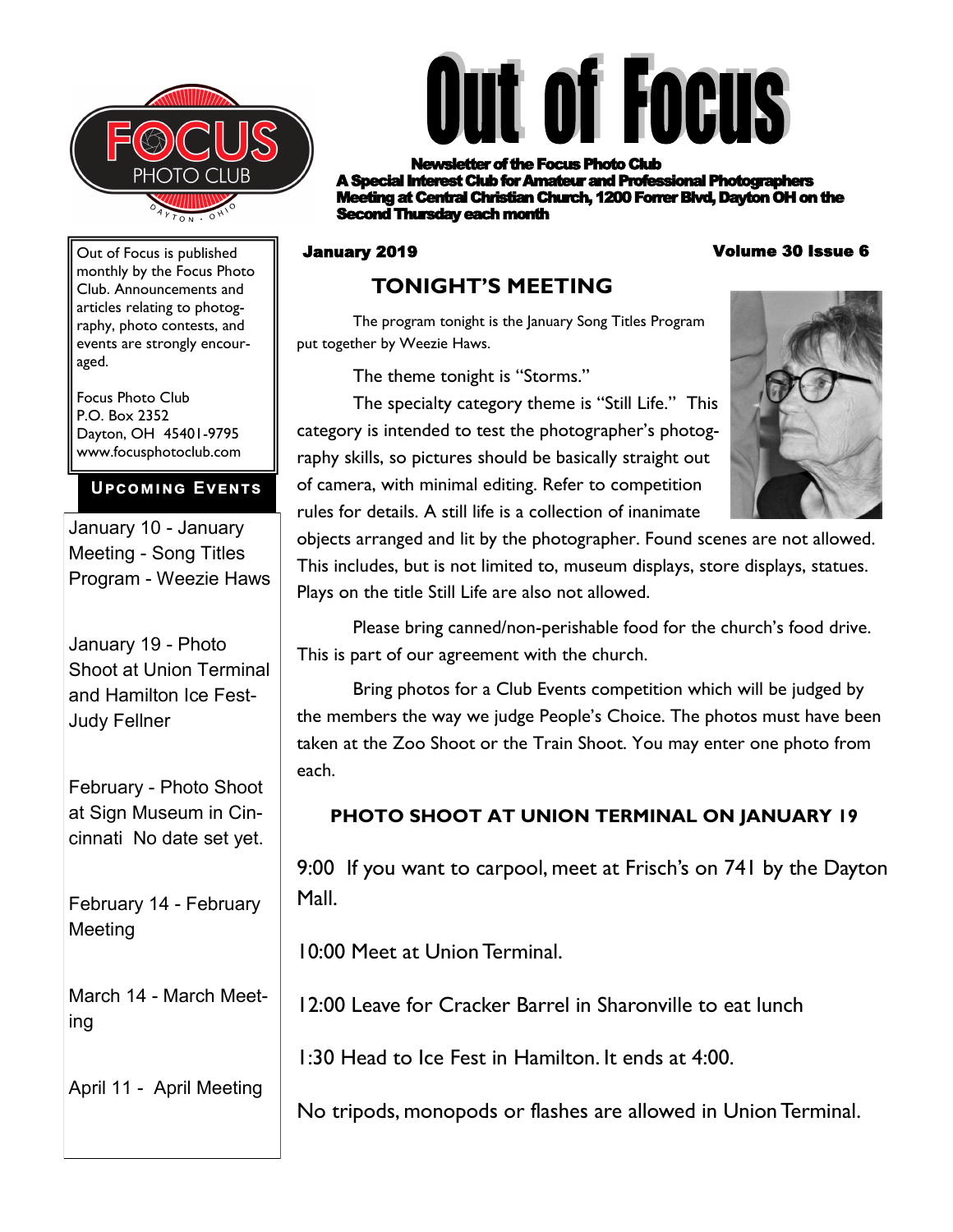# Out of Focus

**Newsletter of the Focus Photo Club**
**A Special Interest Club for Amateur and Professional Photographers**
**Meeting at Central Christian Church, 1200 Forrer Blvd, Dayton OH on the Second Thursday each month**

**January 2019** — **Volume 30 Issue 6**

## TONIGHT'S MEETING

The program tonight is the January Song Titles Program put together by Weezie Haws.

The theme tonight is "Storms."

The specialty category theme is "Still Life." This category is intended to test the photographer's photography skills, so pictures should be basically straight out of camera, with minimal editing. Refer to competition rules for details. A still life is a collection of inanimate objects arranged and lit by the photographer. Found scenes are not allowed. This includes, but is not limited to, museum displays, store displays, statues. Plays on the title Still Life are also not allowed.

Please bring canned/non-perishable food for the church's food drive. This is part of our agreement with the church.

Bring photos for a Club Events competition which will be judged by the members the way we judge People's Choice. The photos must have been taken at the Zoo Shoot or the Train Shoot. You may enter one photo from each.

### PHOTO SHOOT AT UNION TERMINAL ON JANUARY 19

9:00 If you want to carpool, meet at Frisch's on 741 by the Dayton Mall.

10:00 Meet at Union Terminal.

12:00 Leave for Cracker Barrel in Sharonville to eat lunch

1:30 Head to Ice Fest in Hamilton. It ends at 4:00.

No tripods, monopods or flashes are allowed in Union Terminal.

---

Out of Focus is published monthly by the Focus Photo Club. Announcements and articles relating to photography, photo contests, and events are strongly encouraged.

Focus Photo Club
P.O. Box 2352
Dayton, OH 45401-9795
www.focusphotoclub.com

### UPCOMING EVENTS

January 10 - January Meeting - Song Titles Program - Weezie Haws

January 19 - Photo Shoot at Union Terminal and Hamilton Ice Fest- Judy Fellner

February - Photo Shoot at Sign Museum in Cincinnati No date set yet.

February 14 - February Meeting

March 14 - March Meeting

April 11 - April Meeting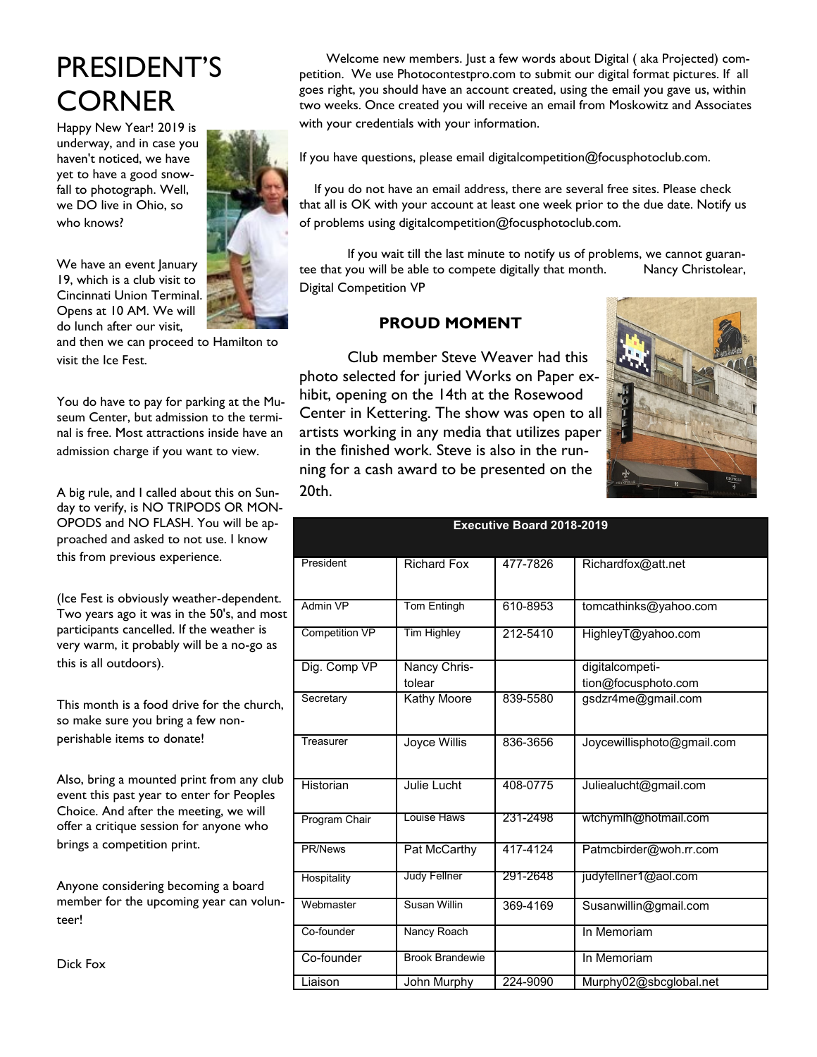# PRESIDENT'S CORNER

Happy New Year! 2019 is underway, and in case you haven't noticed, we have yet to have a good snowfall to photograph. Well, we DO live in Ohio, so who knows?

We have an event January 19, which is a club visit to Cincinnati Union Terminal. Opens at 10 AM. We will do lunch after our visit, and then we can proceed to Hamilton to visit the Ice Fest.

You do have to pay for parking at the Museum Center, but admission to the terminal is free. Most attractions inside have an admission charge if you want to view.

A big rule, and I called about this on Sunday to verify, is NO TRIPODS OR MONOPODS and NO FLASH. You will be approached and asked to not use. I know this from previous experience.

(Ice Fest is obviously weather-dependent. Two years ago it was in the 50's, and most participants cancelled. If the weather is very warm, it probably will be a no-go as this is all outdoors).

This month is a food drive for the church, so make sure you bring a few non-perishable items to donate!

Also, bring a mounted print from any club event this past year to enter for Peoples Choice. And after the meeting, we will offer a critique session for anyone who brings a competition print.

Anyone considering becoming a board member for the upcoming year can volunteer!

Dick Fox

Welcome new members. Just a few words about Digital ( aka Projected) competition. We use Photocontestpro.com to submit our digital format pictures. If all goes right, you should have an account created, using the email you gave us, within two weeks. Once created you will receive an email from Moskowitz and Associates with your credentials with your information.

If you have questions, please email digitalcompetition@focusphotoclub.com.

If you do not have an email address, there are several free sites. Please check that all is OK with your account at least one week prior to the due date. Notify us of problems using digitalcompetition@focusphotoclub.com.

If you wait till the last minute to notify us of problems, we cannot guarantee that you will be able to compete digitally that month. Nancy Christolear, Digital Competition VP

### PROUD MOMENT

Club member Steve Weaver had this photo selected for juried Works on Paper exhibit, opening on the 14th at the Rosewood Center in Kettering. The show was open to all artists working in any media that utilizes paper in the finished work. Steve is also in the running for a cash award to be presented on the 20th.

| Executive Board 2018-2019 | | | |
|---|---|---|---|
| President | Richard Fox | 477-7826 | Richardfox@att.net |
| Admin VP | Tom Entingh | 610-8953 | tomcathinks@yahoo.com |
| Competition VP | Tim Highley | 212-5410 | HighleyT@yahoo.com |
| Dig. Comp VP | Nancy Christolear | | digitalcompetition@focusphoto.com |
| Secretary | Kathy Moore | 839-5580 | gsdzr4me@gmail.com |
| Treasurer | Joyce Willis | 836-3656 | Joycewillisphoto@gmail.com |
| Historian | Julie Lucht | 408-0775 | Juliealucht@gmail.com |
| Program Chair | Louise Haws | 231-2498 | wtchymlh@hotmail.com |
| PR/News | Pat McCarthy | 417-4124 | Patmcbirder@woh.rr.com |
| Hospitality | Judy Fellner | 291-2648 | judyfellner1@aol.com |
| Webmaster | Susan Willin | 369-4169 | Susanwillin@gmail.com |
| Co-founder | Nancy Roach | | In Memoriam |
| Co-founder | Brook Brandewie | | In Memoriam |
| Liaison | John Murphy | 224-9090 | Murphy02@sbcglobal.net |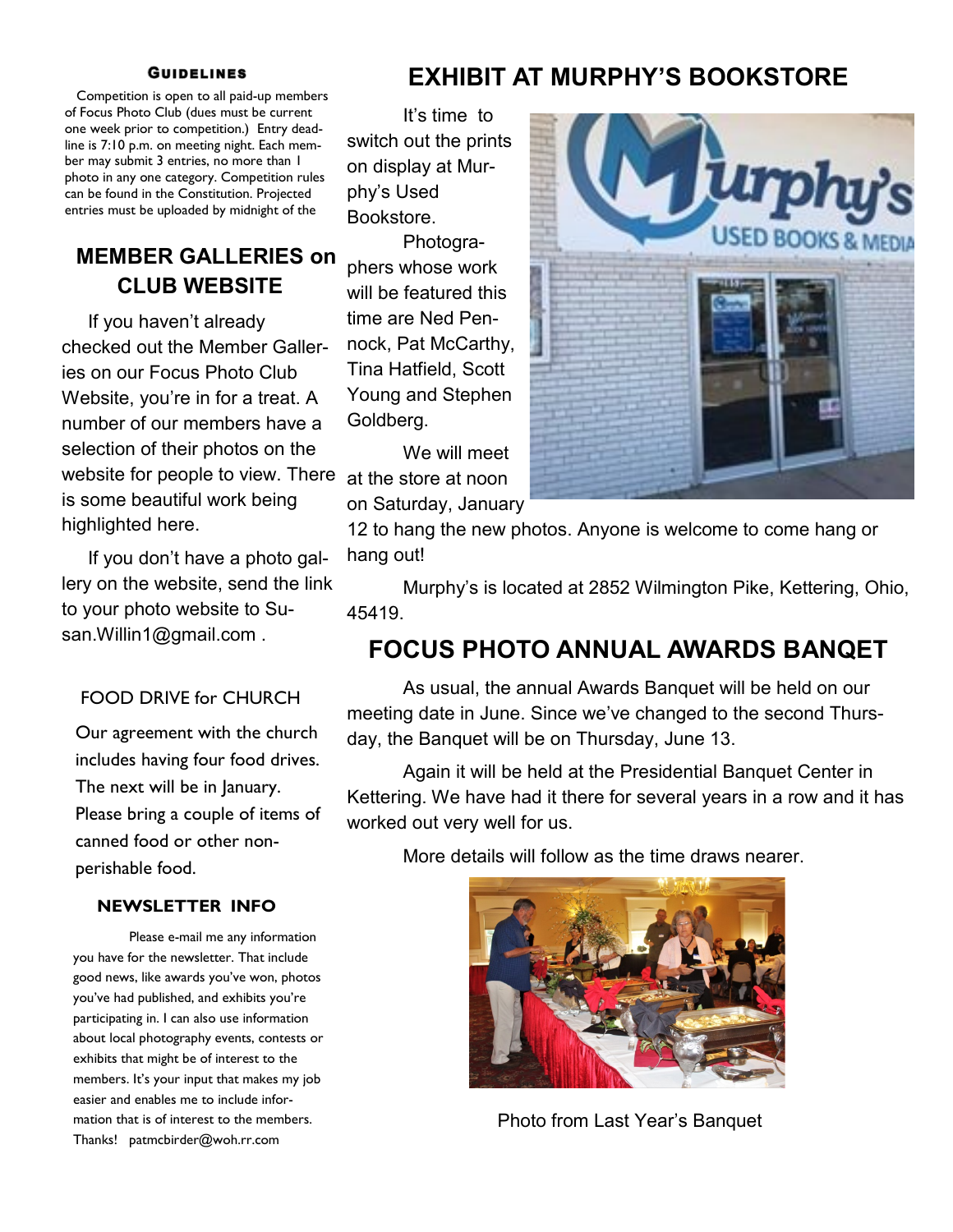### Guidelines

Competition is open to all paid-up members of Focus Photo Club (dues must be current one week prior to competition.) Entry deadline is 7:10 p.m. on meeting night. Each member may submit 3 entries, no more than 1 photo in any one category. Competition rules can be found in the Constitution. Projected entries must be uploaded by midnight of the

## MEMBER GALLERIES on CLUB WEBSITE

If you haven't already checked out the Member Galleries on our Focus Photo Club Website, you're in for a treat. A number of our members have a selection of their photos on the website for people to view. There is some beautiful work being highlighted here.

If you don't have a photo gallery on the website, send the link to your photo website to Susan.Willin1@gmail.com .

### FOOD DRIVE for CHURCH

Our agreement with the church includes having four food drives. The next will be in January. Please bring a couple of items of canned food or other non-perishable food.

### NEWSLETTER INFO

Please e-mail me any information you have for the newsletter. That include good news, like awards you've won, photos you've had published, and exhibits you're participating in. I can also use information about local photography events, contests or exhibits that might be of interest to the members. It's your input that makes my job easier and enables me to include information that is of interest to the members. Thanks! patmcbirder@woh.rr.com

## EXHIBIT AT MURPHY'S BOOKSTORE

It's time to switch out the prints on display at Murphy's Used Bookstore.

Photographers whose work will be featured this time are Ned Pennock, Pat McCarthy, Tina Hatfield, Scott Young and Stephen Goldberg.

We will meet at the store at noon on Saturday, January 12 to hang the new photos. Anyone is welcome to come hang or hang out!

Murphy's is located at 2852 Wilmington Pike, Kettering, Ohio, 45419.

## FOCUS PHOTO ANNUAL AWARDS BANQET

As usual, the annual Awards Banquet will be held on our meeting date in June. Since we've changed to the second Thursday, the Banquet will be on Thursday, June 13.

Again it will be held at the Presidential Banquet Center in Kettering. We have had it there for several years in a row and it has worked out very well for us.

More details will follow as the time draws nearer.

Photo from Last Year's Banquet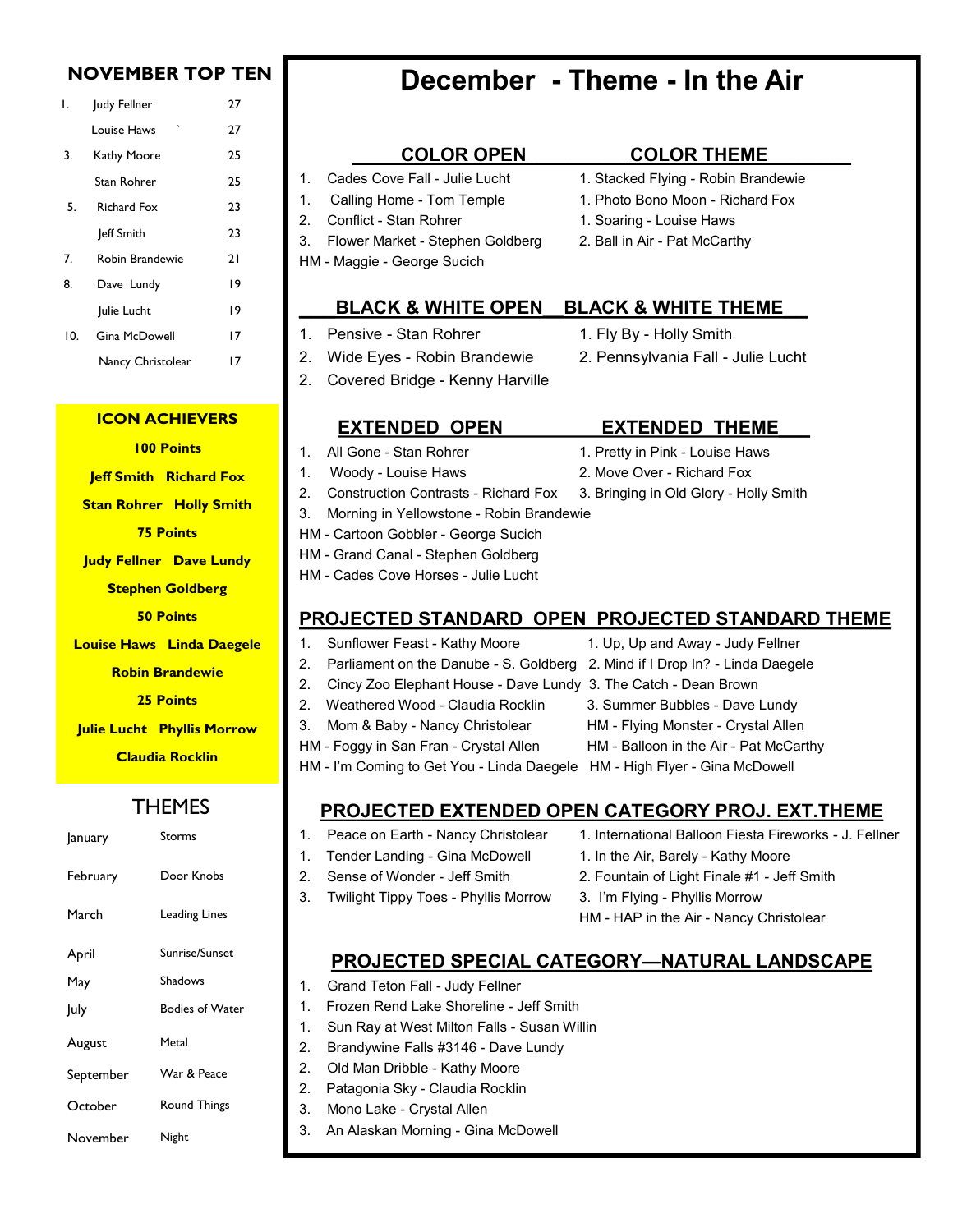## NOVEMBER TOP TEN

| | | |
|---|---|---|
| 1. | Judy Fellner | 27 |
| | Louise Haws | 27 |
| 3. | Kathy Moore | 25 |
| | Stan Rohrer | 25 |
| 5. | Richard Fox | 23 |
| | Jeff Smith | 23 |
| 7. | Robin Brandewie | 21 |
| 8. | Dave Lundy | 19 |
| | Julie Lucht | 19 |
| 10. | Gina McDowell | 17 |
| | Nancy Christolear | 17 |

## ICON ACHIEVERS

**100 Points**

**Jeff Smith Richard Fox**

**Stan Rohrer Holly Smith**

**75 Points**

**Judy Fellner Dave Lundy**

**Stephen Goldberg**

**50 Points**

**Louise Haws Linda Daegele**

**Robin Brandewie**

**25 Points**

**Julie Lucht Phyllis Morrow**

**Claudia Rocklin**

## THEMES

| | |
|---|---|
| January | Storms |
| February | Door Knobs |
| March | Leading Lines |
| April | Sunrise/Sunset |
| May | Shadows |
| July | Bodies of Water |
| August | Metal |
| September | War & Peace |
| October | Round Things |
| November | Night |

# December - Theme - In the Air

### COLOR OPEN

1. Cades Cove Fall - Julie Lucht
1. Calling Home - Tom Temple
2. Conflict - Stan Rohrer
3. Flower Market - Stephen Goldberg

HM - Maggie - George Sucich

### COLOR THEME

1. Stacked Flying - Robin Brandewie
1. Photo Bono Moon - Richard Fox
1. Soaring - Louise Haws
2. Ball in Air - Pat McCarthy

### BLACK & WHITE OPEN

1. Pensive - Stan Rohrer
2. Wide Eyes - Robin Brandewie
2. Covered Bridge - Kenny Harville

### BLACK & WHITE THEME

1. Fly By - Holly Smith
2. Pennsylvania Fall - Julie Lucht

### EXTENDED OPEN

1. All Gone - Stan Rohrer
1. Woody - Louise Haws
2. Construction Contrasts - Richard Fox
3. Morning in Yellowstone - Robin Brandewie

HM - Cartoon Gobbler - George Sucich

HM - Grand Canal - Stephen Goldberg

HM - Cades Cove Horses - Julie Lucht

### EXTENDED THEME

1. Pretty in Pink - Louise Haws
2. Move Over - Richard Fox
3. Bringing in Old Glory - Holly Smith

### PROJECTED STANDARD OPEN

1. Sunflower Feast - Kathy Moore
2. Parliament on the Danube - S. Goldberg
2. Cincy Zoo Elephant House - Dave Lundy
2. Weathered Wood - Claudia Rocklin
3. Mom & Baby - Nancy Christolear

HM - Foggy in San Fran - Crystal Allen

HM - I'm Coming to Get You - Linda Daegele

### PROJECTED STANDARD THEME

1. Up, Up and Away - Judy Fellner
2. Mind if I Drop In? - Linda Daegele
3. The Catch - Dean Brown
3. Summer Bubbles - Dave Lundy

HM - Flying Monster - Crystal Allen

HM - Balloon in the Air - Pat McCarthy

HM - High Flyer - Gina McDowell

### PROJECTED EXTENDED OPEN CATEGORY

1. Peace on Earth - Nancy Christolear
1. Tender Landing - Gina McDowell
2. Sense of Wonder - Jeff Smith
3. Twilight Tippy Toes - Phyllis Morrow

### PROJ. EXT.THEME

1. International Balloon Fiesta Fireworks - J. Fellner
1. In the Air, Barely - Kathy Moore
2. Fountain of Light Finale #1 - Jeff Smith
3. I'm Flying - Phyllis Morrow

HM - HAP in the Air - Nancy Christolear

### PROJECTED SPECIAL CATEGORY—NATURAL LANDSCAPE

1. Grand Teton Fall - Judy Fellner
1. Frozen Rend Lake Shoreline - Jeff Smith
1. Sun Ray at West Milton Falls - Susan Willin
2. Brandywine Falls #3146 - Dave Lundy
2. Old Man Dribble - Kathy Moore
2. Patagonia Sky - Claudia Rocklin
3. Mono Lake - Crystal Allen
3. An Alaskan Morning - Gina McDowell